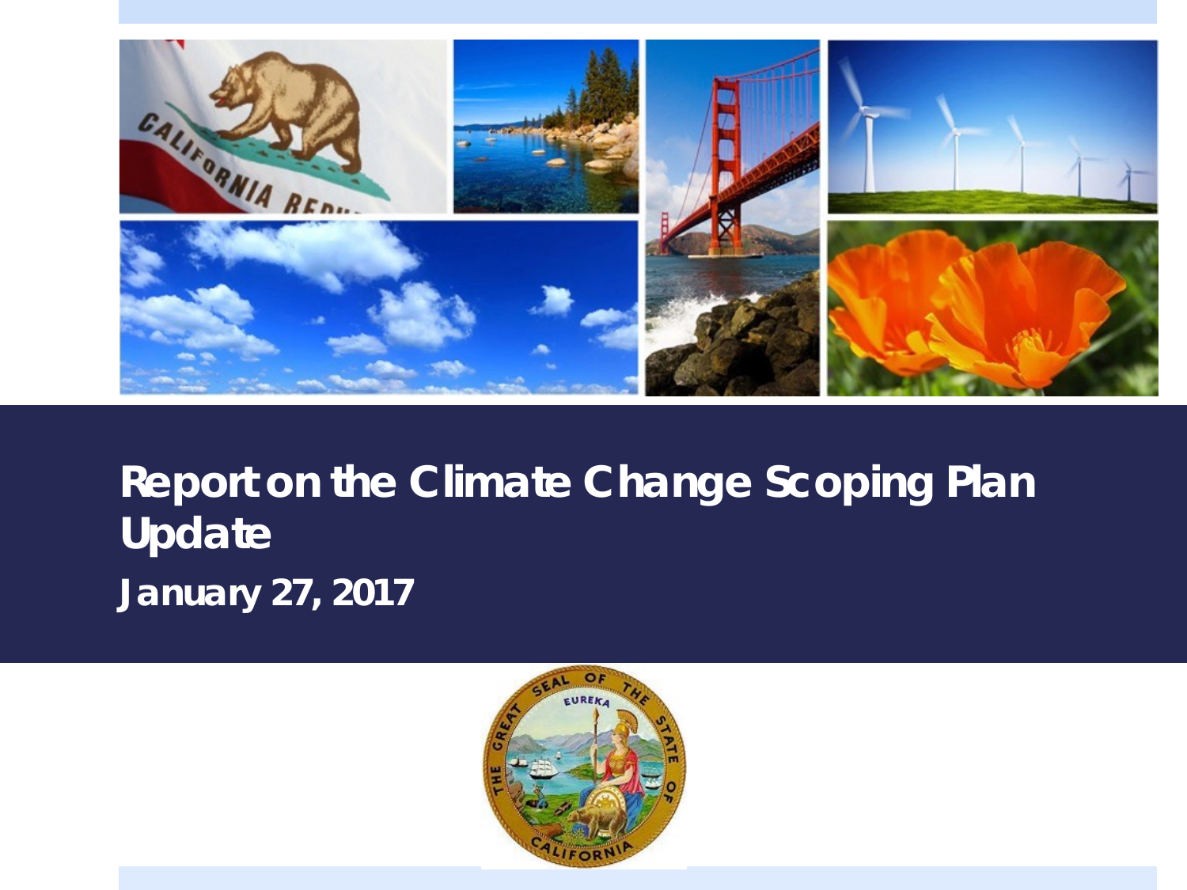# Report on the Climate Change Scoping Plan Update

**January 27, 2017**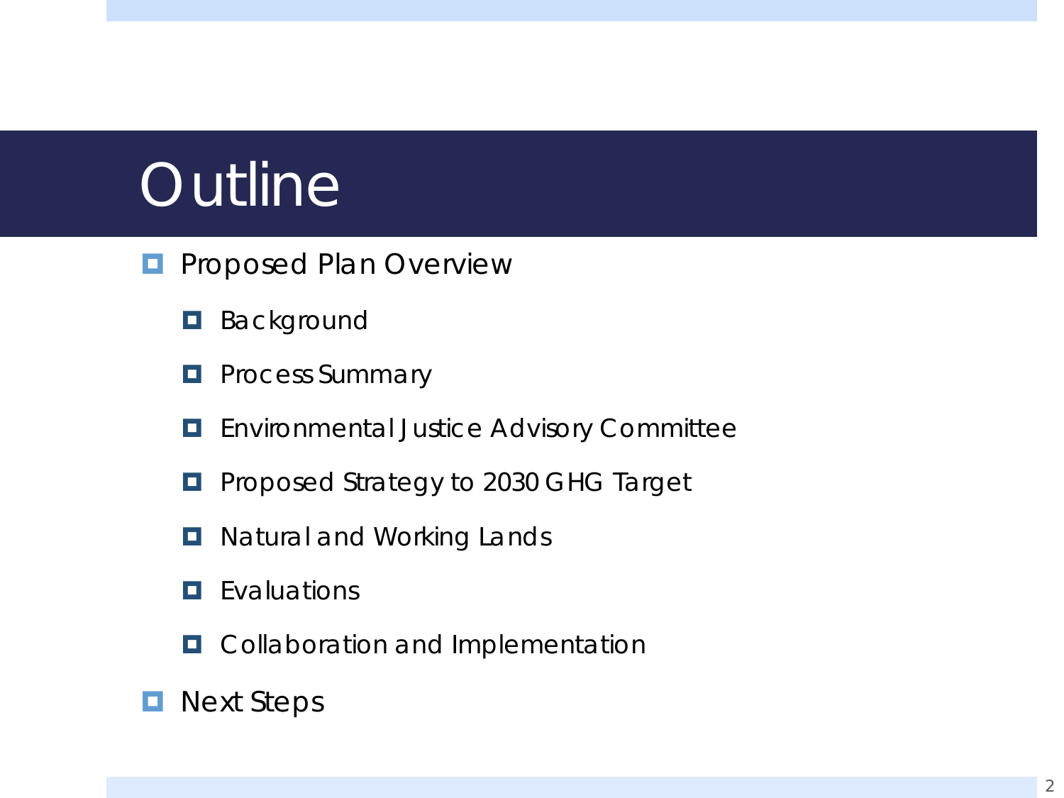# Outline

- Proposed Plan Overview
  - Background
  - Process Summary
  - Environmental Justice Advisory Committee
  - Proposed Strategy to 2030 GHG Target
  - Natural and Working Lands
  - Evaluations
  - Collaboration and Implementation
- Next Steps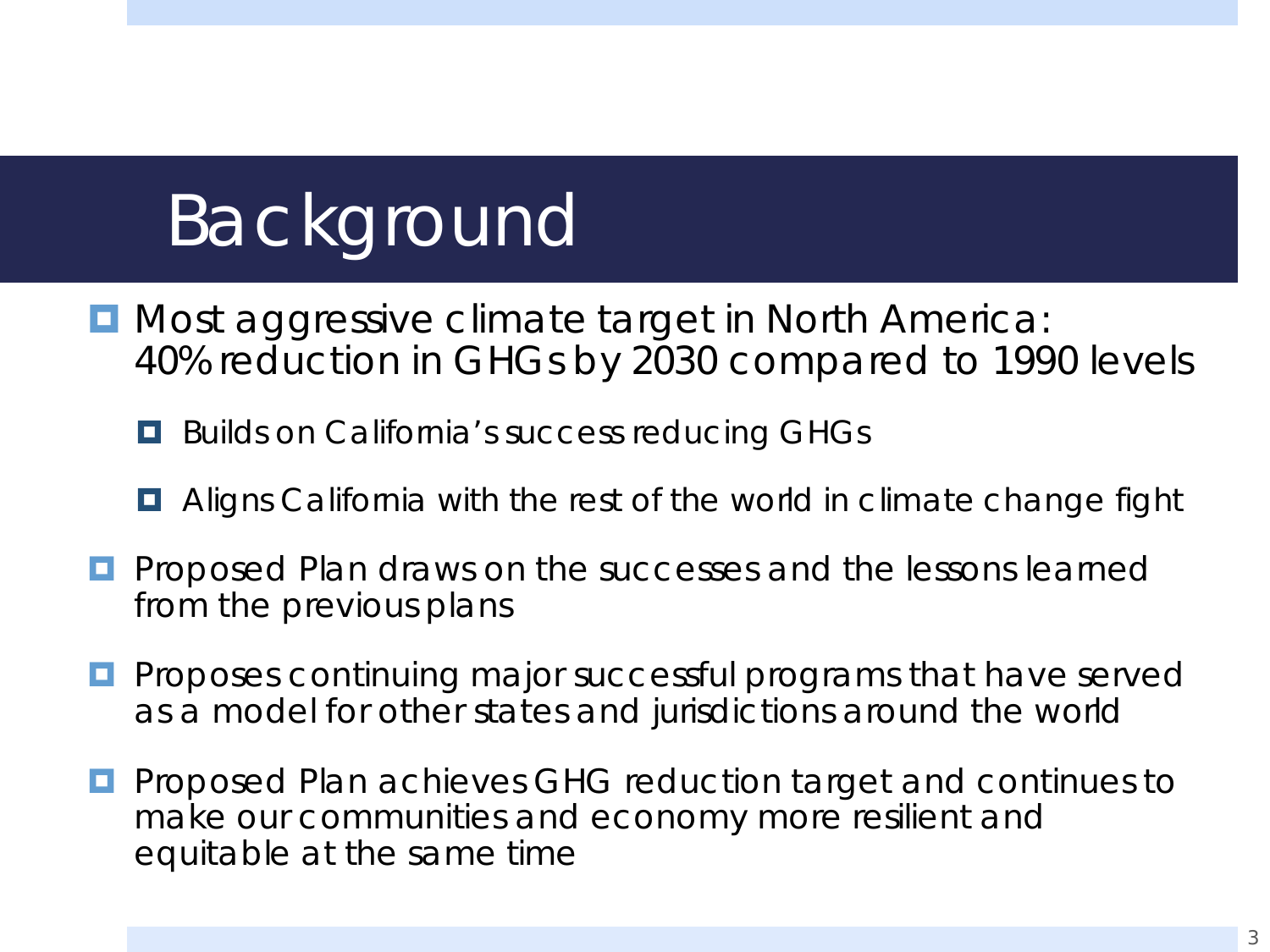# Background

- Most aggressive climate target in North America: 40% reduction in GHGs by 2030 compared to 1990 levels
  - Builds on California's success reducing GHGs
  - Aligns California with the rest of the world in climate change fight
- Proposed Plan draws on the successes and the lessons learned from the previous plans
- Proposes continuing major successful programs that have served as a model for other states and jurisdictions around the world
- Proposed Plan achieves GHG reduction target and continues to make our communities and economy more resilient and equitable at the same time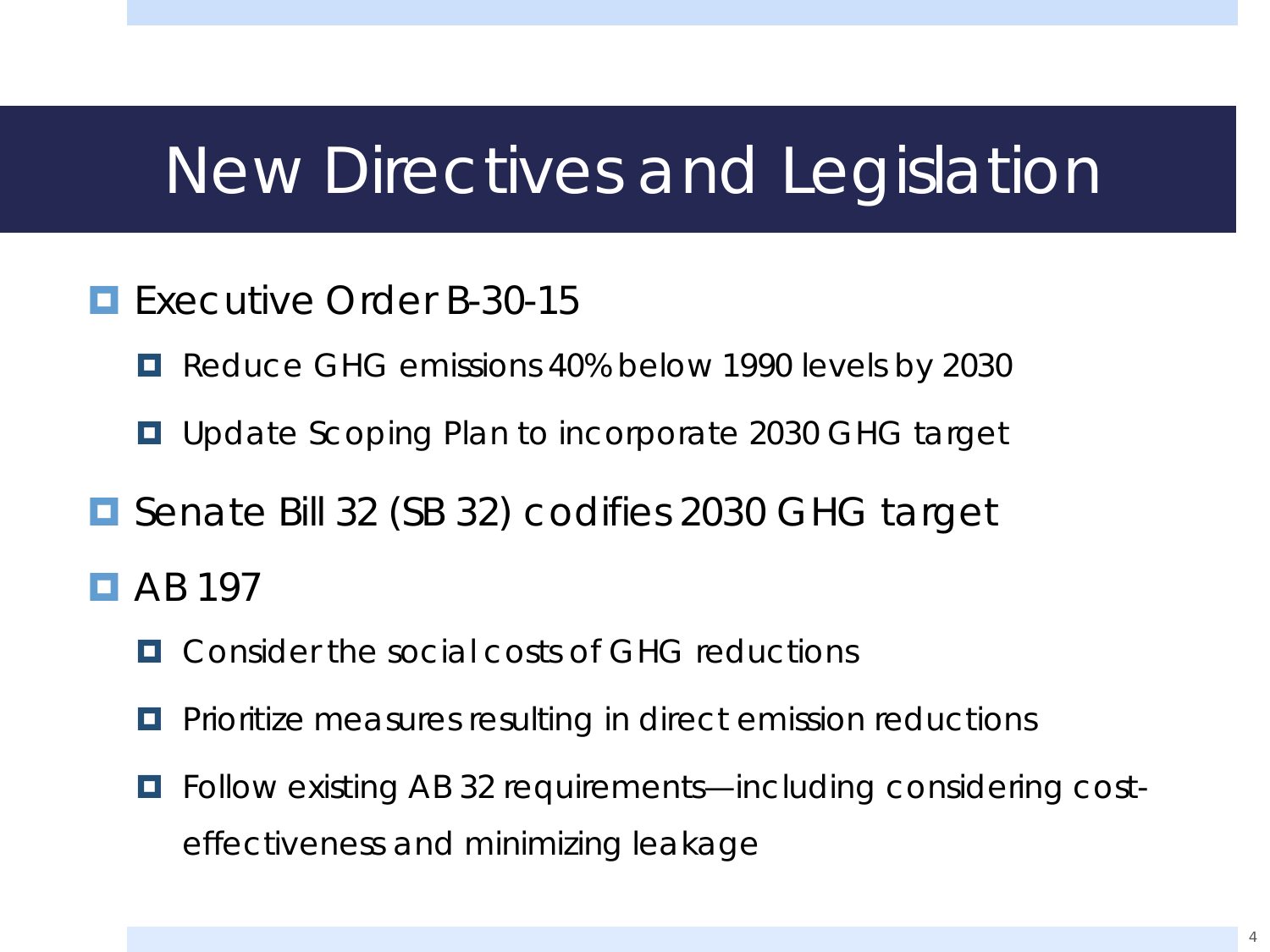# New Directives and Legislation

- Executive Order B-30-15
  - Reduce GHG emissions 40% below 1990 levels by 2030
  - Update Scoping Plan to incorporate 2030 GHG target
- Senate Bill 32 (SB 32) codifies 2030 GHG target
- AB 197
  - Consider the social costs of GHG reductions
  - Prioritize measures resulting in direct emission reductions
  - Follow existing AB 32 requirements—including considering cost-effectiveness and minimizing leakage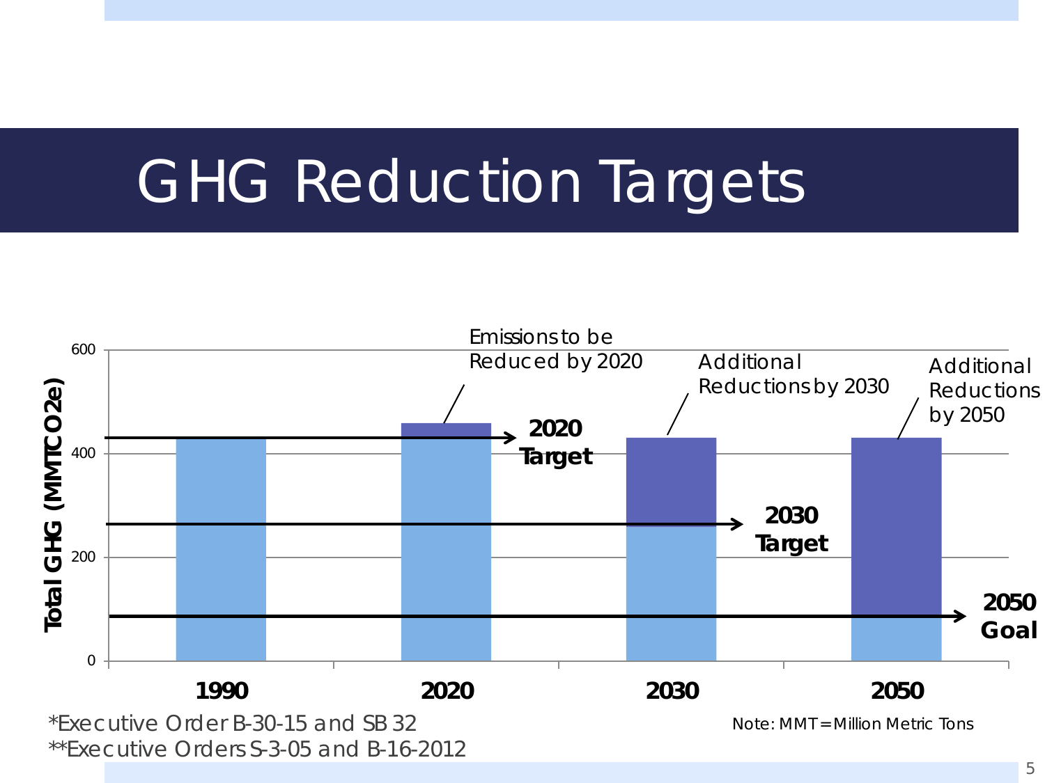# GHG Reduction Targets

Total GHG (MMTCO2e)

| | 1990 | 2020 | 2030 | 2050 |
|---|---|---|---|---|

Emissions to be Reduced by 2020

Additional Reductions by 2030

Additional Reductions by 2050

**2020 Target**

**2030 Target**

**2050 Goal**

*Executive Order B-30-15 and SB 32

**Executive Orders S-3-05 and B-16-2012

Note: MMT = Million Metric Tons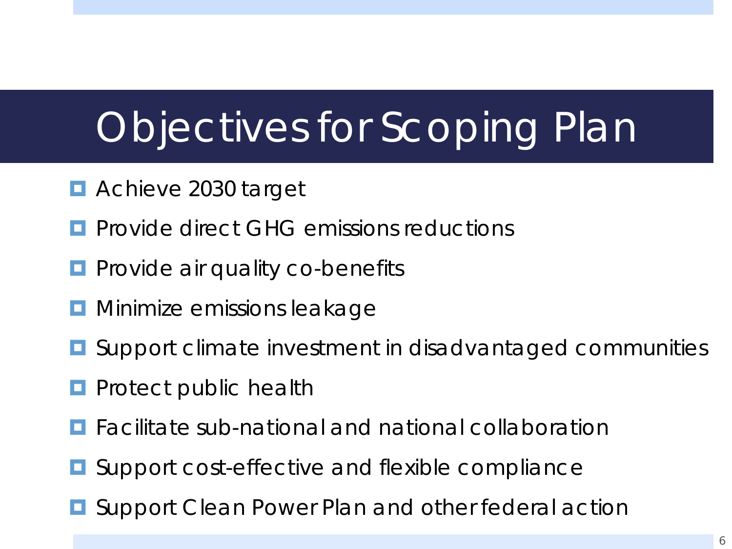# Objectives for Scoping Plan

- Achieve 2030 target
- Provide direct GHG emissions reductions
- Provide air quality co-benefits
- Minimize emissions leakage
- Support climate investment in disadvantaged communities
- Protect public health
- Facilitate sub-national and national collaboration
- Support cost-effective and flexible compliance
- Support Clean Power Plan and other federal action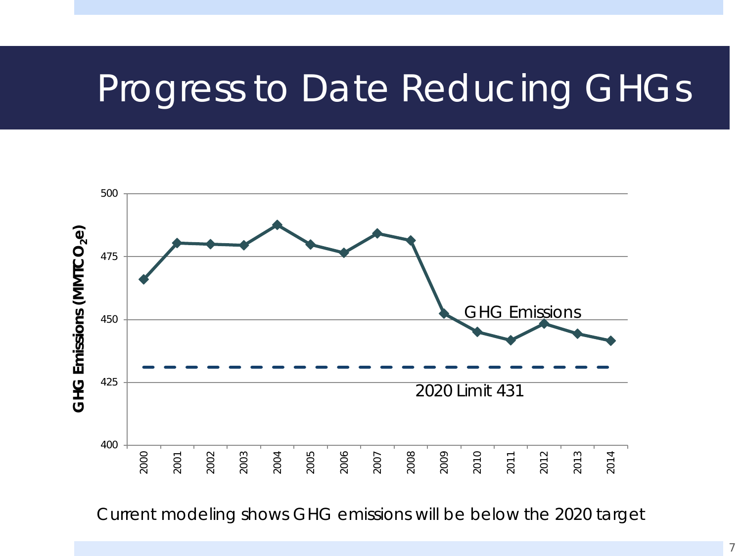# Progress to Date Reducing GHGs

GHG Emissions ($MMTCO_2e$)

500

475

450

425

400

2000 2001 2002 2003 2004 2005 2006 2007 2008 2009 2010 2011 2012 2013 2014

GHG Emissions

2020 Limit 431

Current modeling shows GHG emissions will be below the 2020 target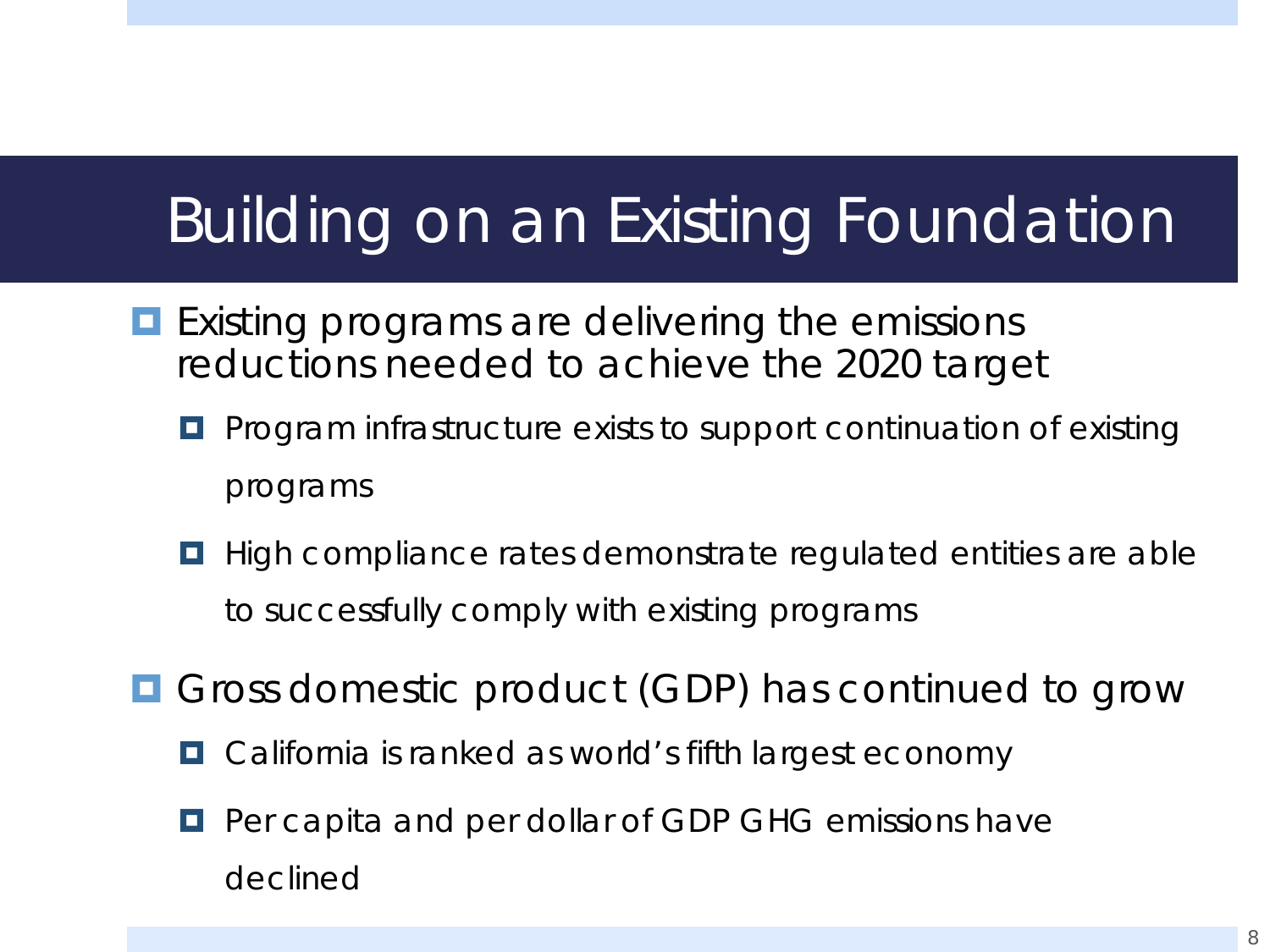# Building on an Existing Foundation

- Existing programs are delivering the emissions reductions needed to achieve the 2020 target
  - Program infrastructure exists to support continuation of existing programs
  - High compliance rates demonstrate regulated entities are able to successfully comply with existing programs
- Gross domestic product (GDP) has continued to grow
  - California is ranked as world's fifth largest economy
  - Per capita and per dollar of GDP GHG emissions have declined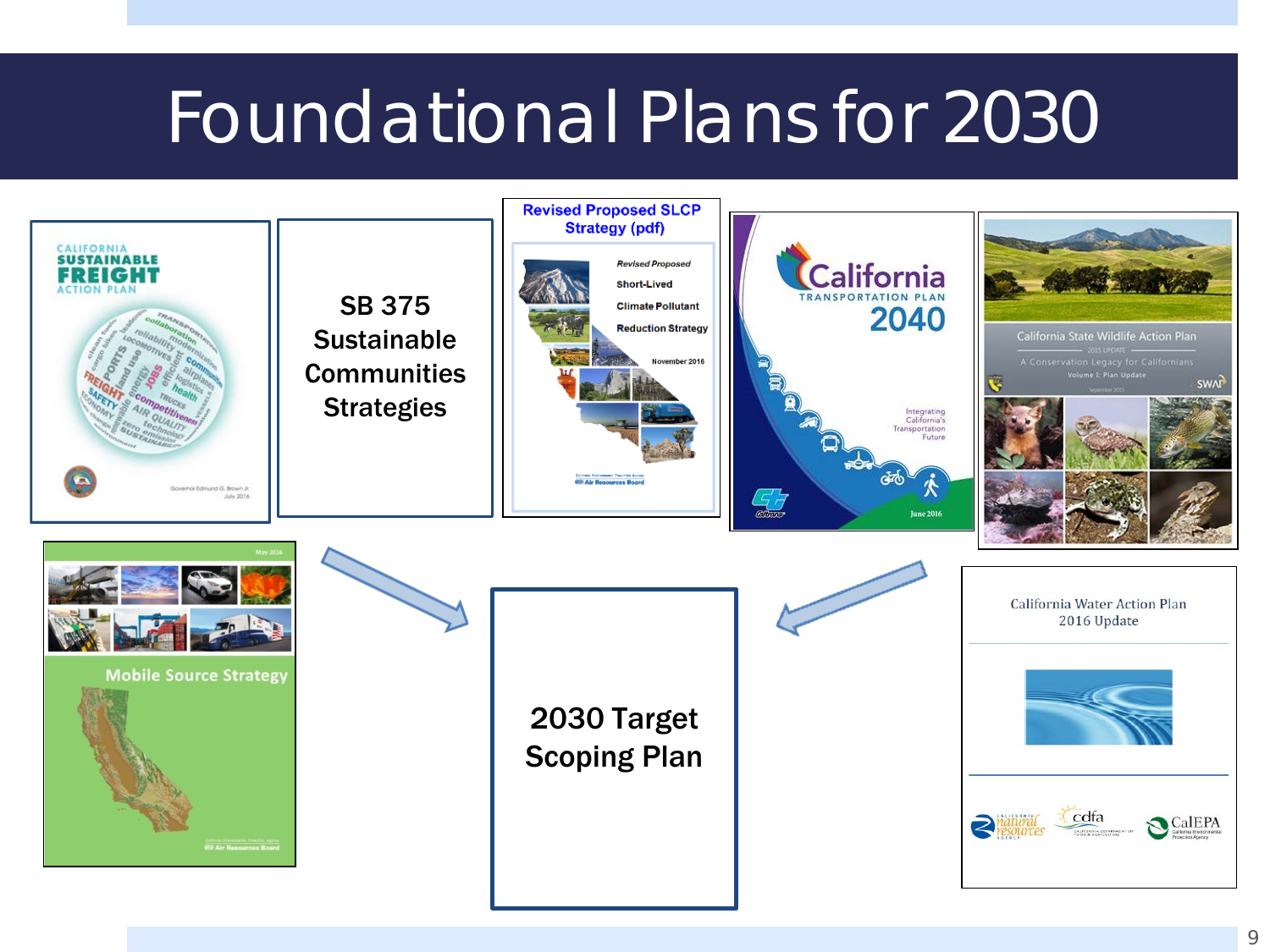# Foundational Plans for 2030

CALIFORNIA SUSTAINABLE FREIGHT ACTION PLAN

SB 375 Sustainable Communities Strategies

Revised Proposed SLCP Strategy (pdf)

Revised Proposed Short-Lived Climate Pollutant Reduction Strategy

November 2016

California Transportation Plan 2040

California State Wildlife Action Plan

Mobile Source Strategy

2030 Target Scoping Plan

California Water Action Plan 2016 Update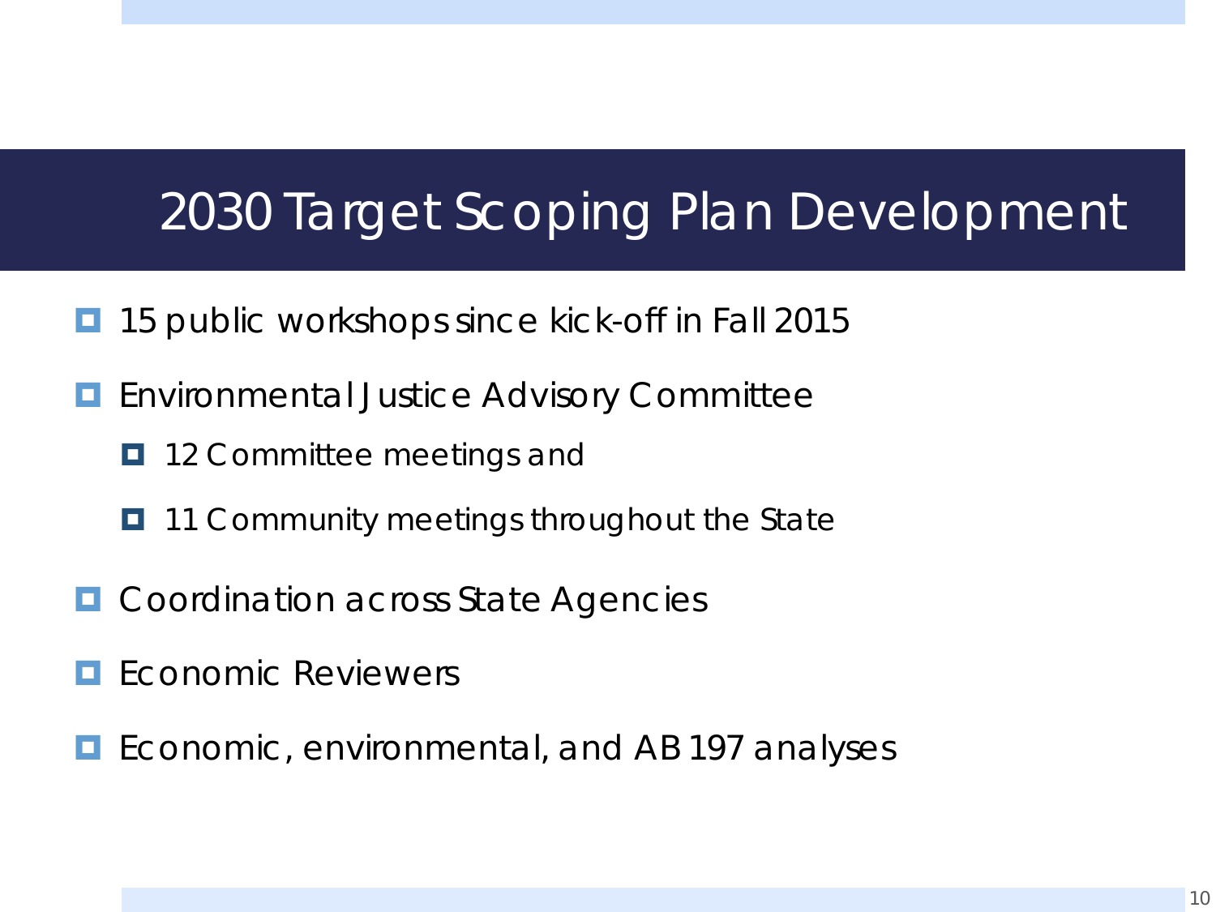# 2030 Target Scoping Plan Development

- 15 public workshops since kick-off in Fall 2015
- Environmental Justice Advisory Committee
  - 12 Committee meetings and
  - 11 Community meetings throughout the State
- Coordination across State Agencies
- Economic Reviewers
- Economic, environmental, and AB 197 analyses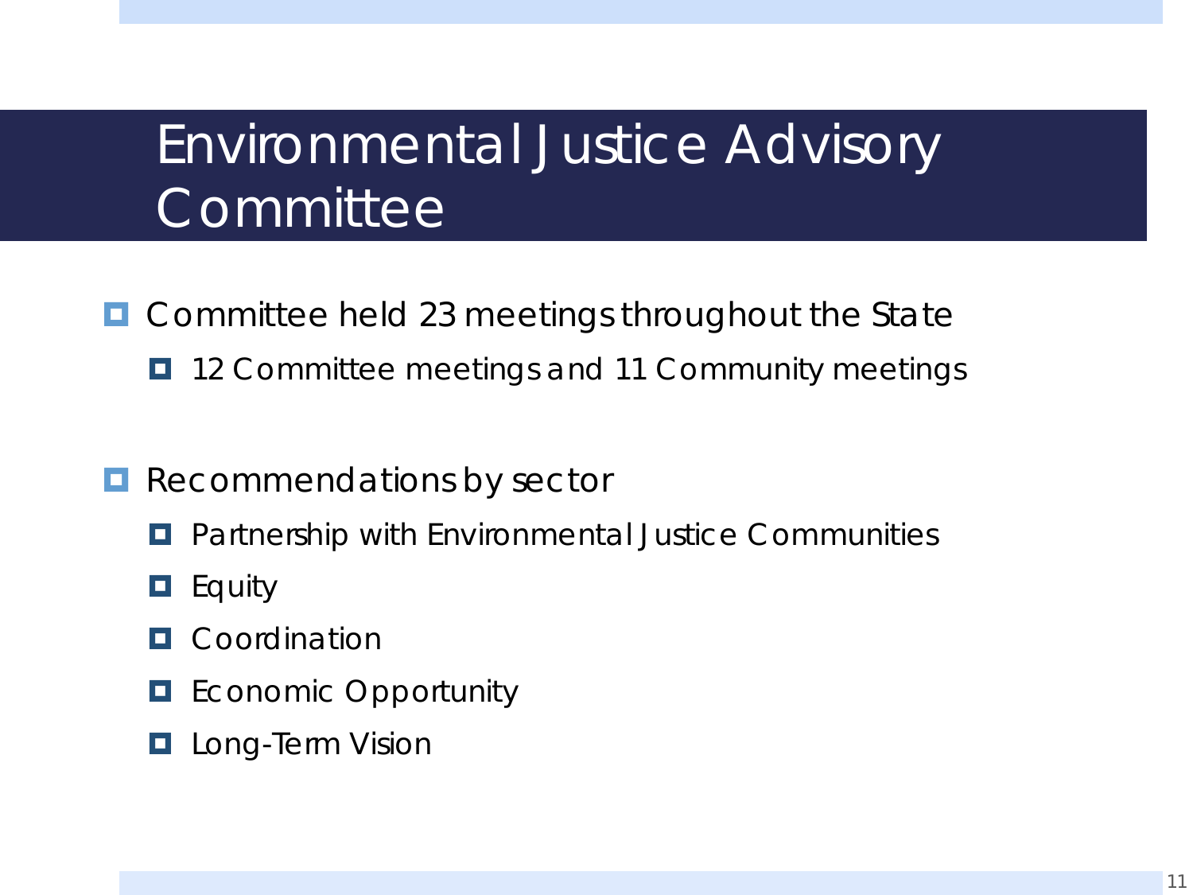# Environmental Justice Advisory Committee

- Committee held 23 meetings throughout the State
  - 12 Committee meetings and 11 Community meetings

- Recommendations by sector
  - Partnership with Environmental Justice Communities
  - Equity
  - Coordination
  - Economic Opportunity
  - Long-Term Vision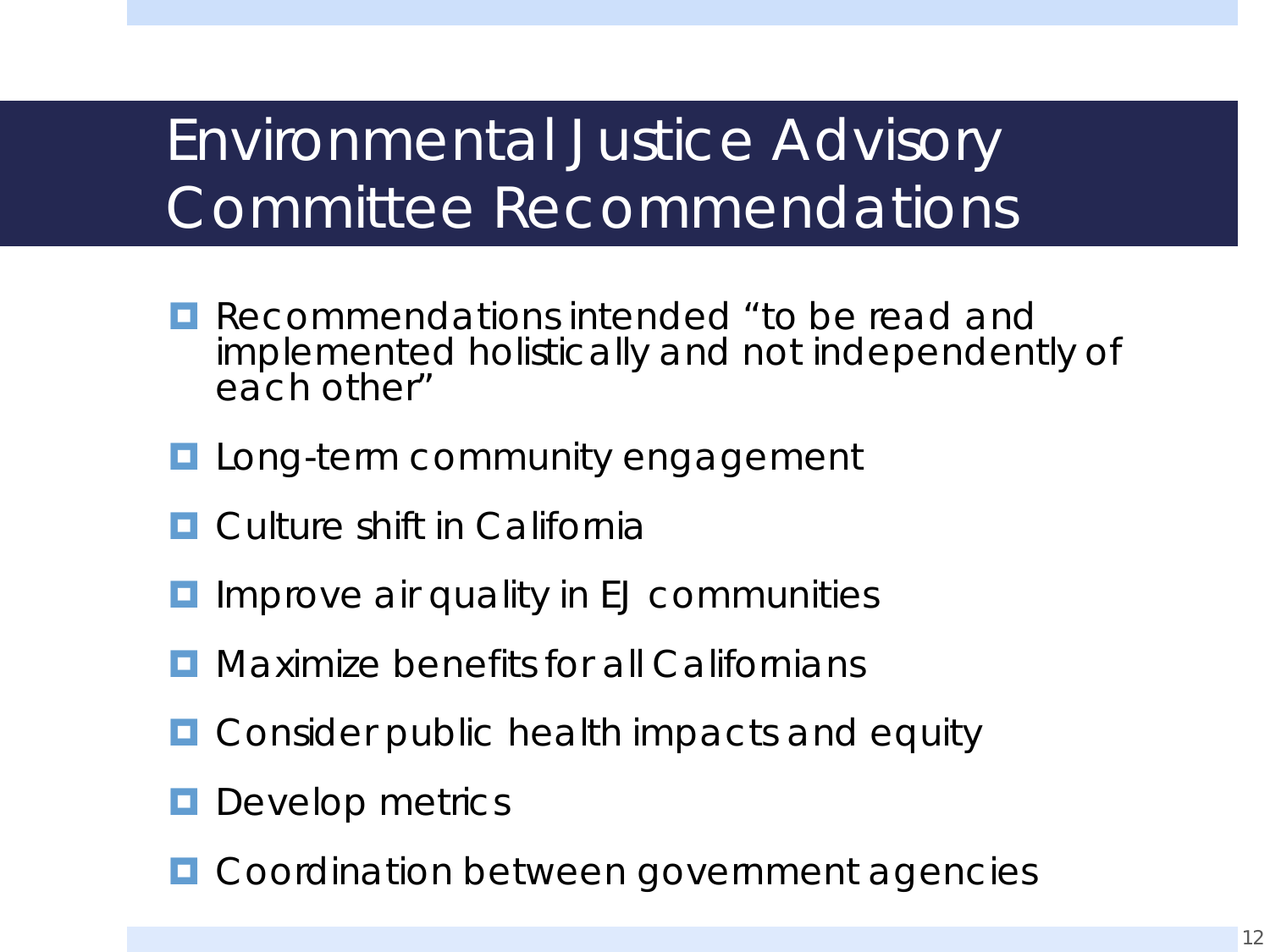# Environmental Justice Advisory Committee Recommendations

- Recommendations intended "to be read and implemented holistically and not independently of each other"
- Long-term community engagement
- Culture shift in California
- Improve air quality in EJ communities
- Maximize benefits for all Californians
- Consider public health impacts and equity
- Develop metrics
- Coordination between government agencies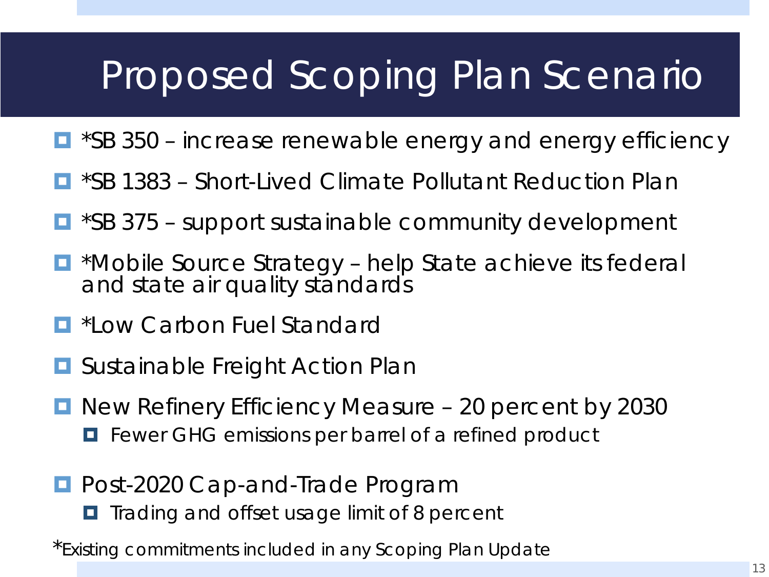# Proposed Scoping Plan Scenario

- *SB 350 – increase renewable energy and energy efficiency
- *SB 1383 – Short-Lived Climate Pollutant Reduction Plan
- *SB 375 – support sustainable community development
- *Mobile Source Strategy – help State achieve its federal and state air quality standards
- *Low Carbon Fuel Standard
- Sustainable Freight Action Plan
- New Refinery Efficiency Measure – 20 percent by 2030
  - Fewer GHG emissions per barrel of a refined product
- Post-2020 Cap-and-Trade Program
  - Trading and offset usage limit of 8 percent

*Existing commitments included in any Scoping Plan Update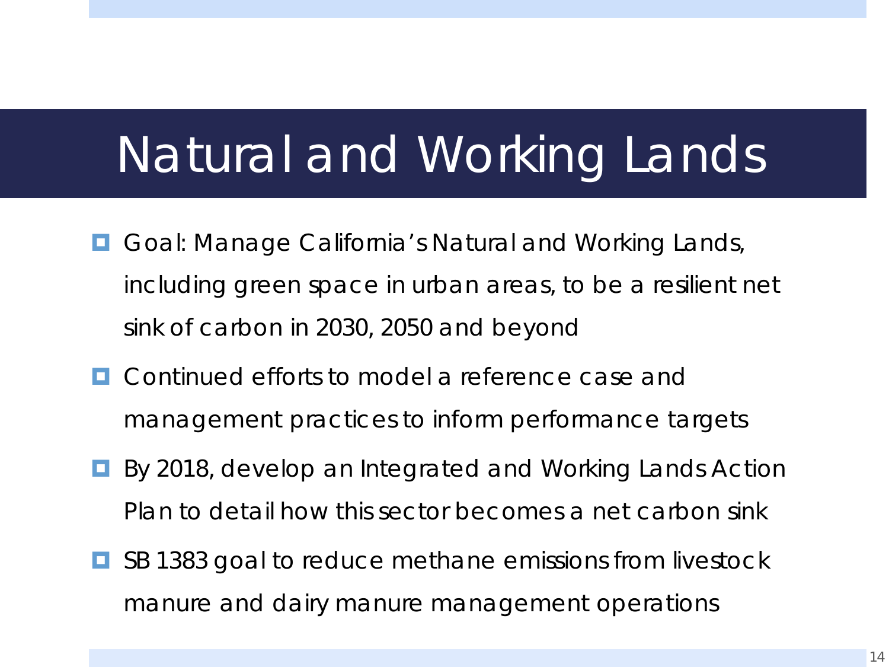# Natural and Working Lands

- Goal: Manage California's Natural and Working Lands, including green space in urban areas, to be a resilient net sink of carbon in 2030, 2050 and beyond
- Continued efforts to model a reference case and management practices to inform performance targets
- By 2018, develop an Integrated and Working Lands Action Plan to detail how this sector becomes a net carbon sink
- SB 1383 goal to reduce methane emissions from livestock manure and dairy manure management operations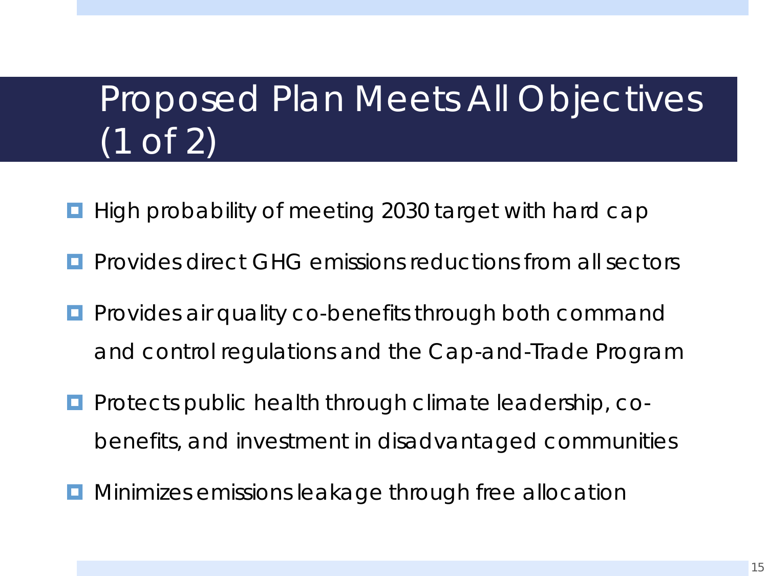# Proposed Plan Meets All Objectives (1 of 2)

- High probability of meeting 2030 target with hard cap
- Provides direct GHG emissions reductions from all sectors
- Provides air quality co-benefits through both command and control regulations and the Cap-and-Trade Program
- Protects public health through climate leadership, co-benefits, and investment in disadvantaged communities
- Minimizes emissions leakage through free allocation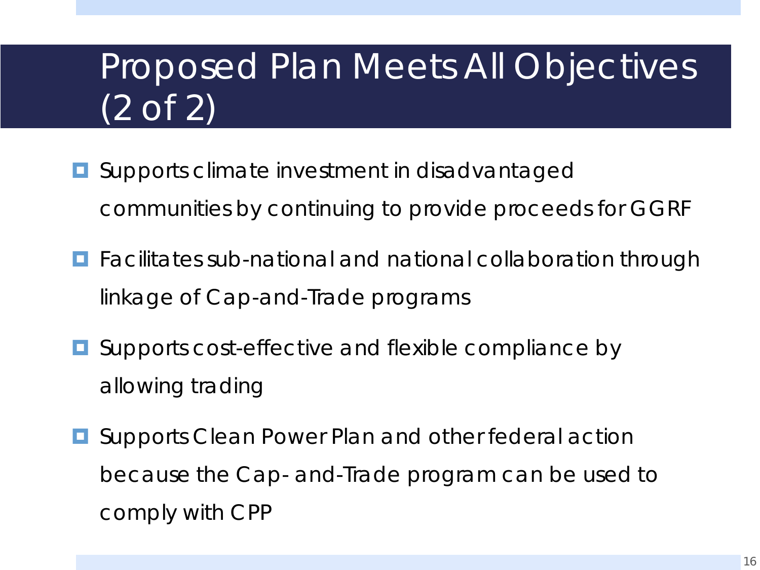# Proposed Plan Meets All Objectives (2 of 2)

- Supports climate investment in disadvantaged communities by continuing to provide proceeds for GGRF
- Facilitates sub-national and national collaboration through linkage of Cap-and-Trade programs
- Supports cost-effective and flexible compliance by allowing trading
- Supports Clean Power Plan and other federal action because the Cap- and-Trade program can be used to comply with CPP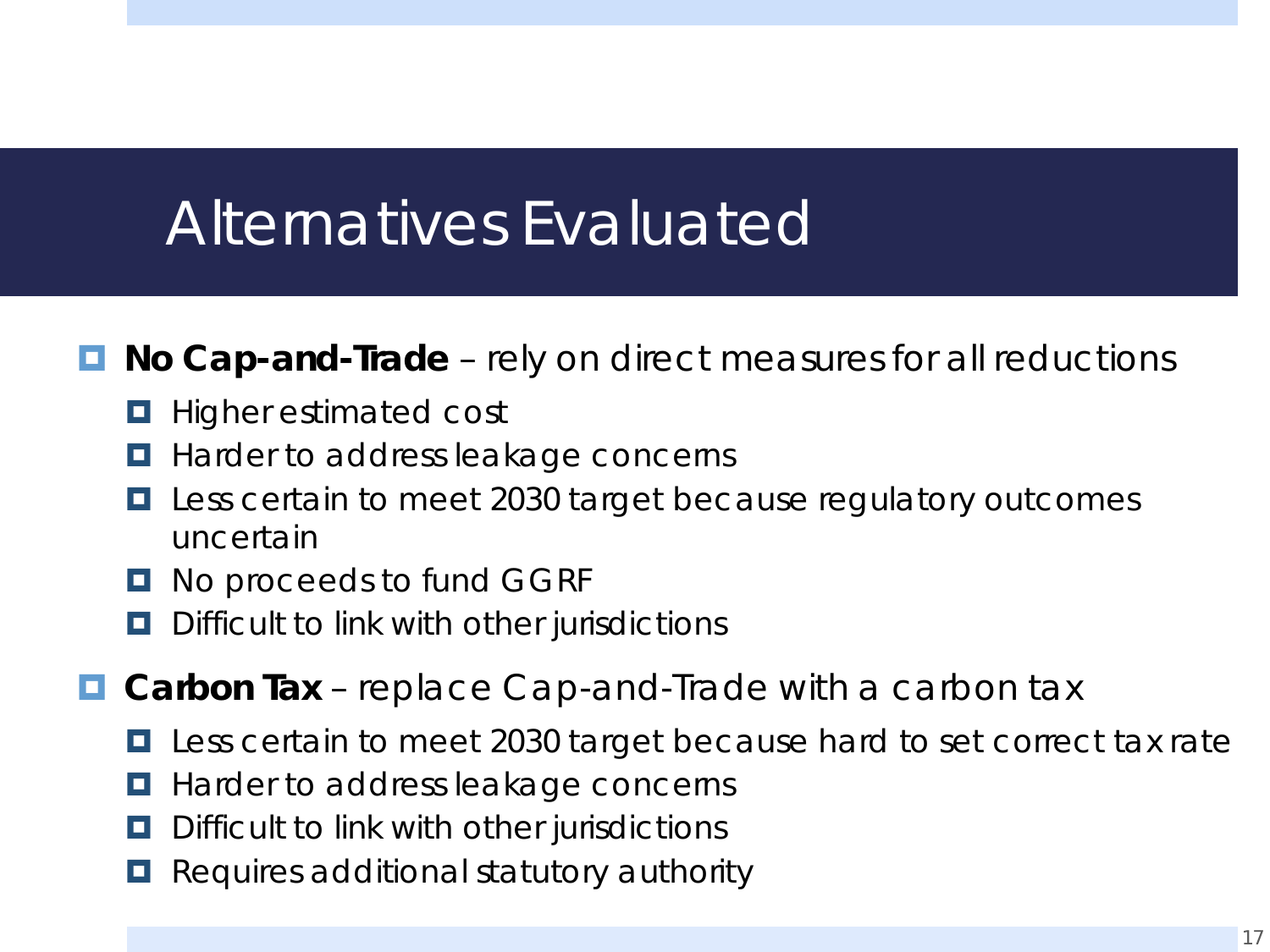# Alternatives Evaluated

- **No Cap-and-Trade** – rely on direct measures for all reductions
  - Higher estimated cost
  - Harder to address leakage concerns
  - Less certain to meet 2030 target because regulatory outcomes uncertain
  - No proceeds to fund GGRF
  - Difficult to link with other jurisdictions
- **Carbon Tax** – replace Cap-and-Trade with a carbon tax
  - Less certain to meet 2030 target because hard to set correct tax rate
  - Harder to address leakage concerns
  - Difficult to link with other jurisdictions
  - Requires additional statutory authority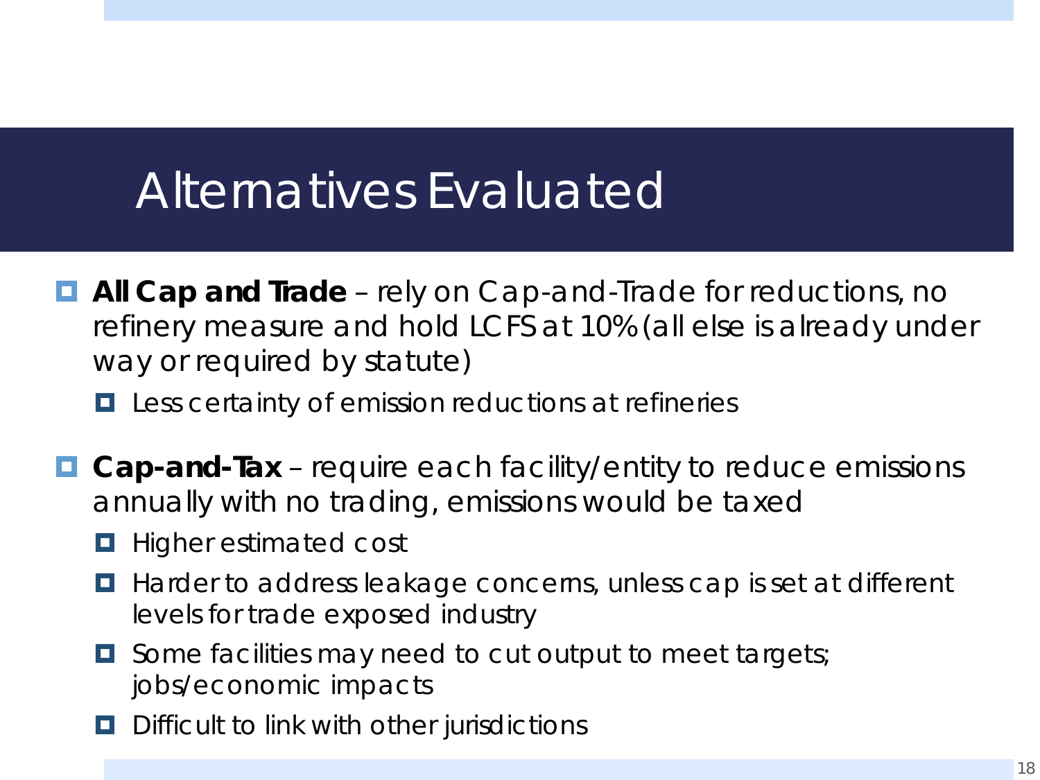# Alternatives Evaluated

- **All Cap and Trade** – rely on Cap-and-Trade for reductions, no refinery measure and hold LCFS at 10% (all else is already under way or required by statute)
  - Less certainty of emission reductions at refineries
- **Cap-and-Tax** – require each facility/entity to reduce emissions annually with no trading, emissions would be taxed
  - Higher estimated cost
  - Harder to address leakage concerns, unless cap is set at different levels for trade exposed industry
  - Some facilities may need to cut output to meet targets; jobs/economic impacts
  - Difficult to link with other jurisdictions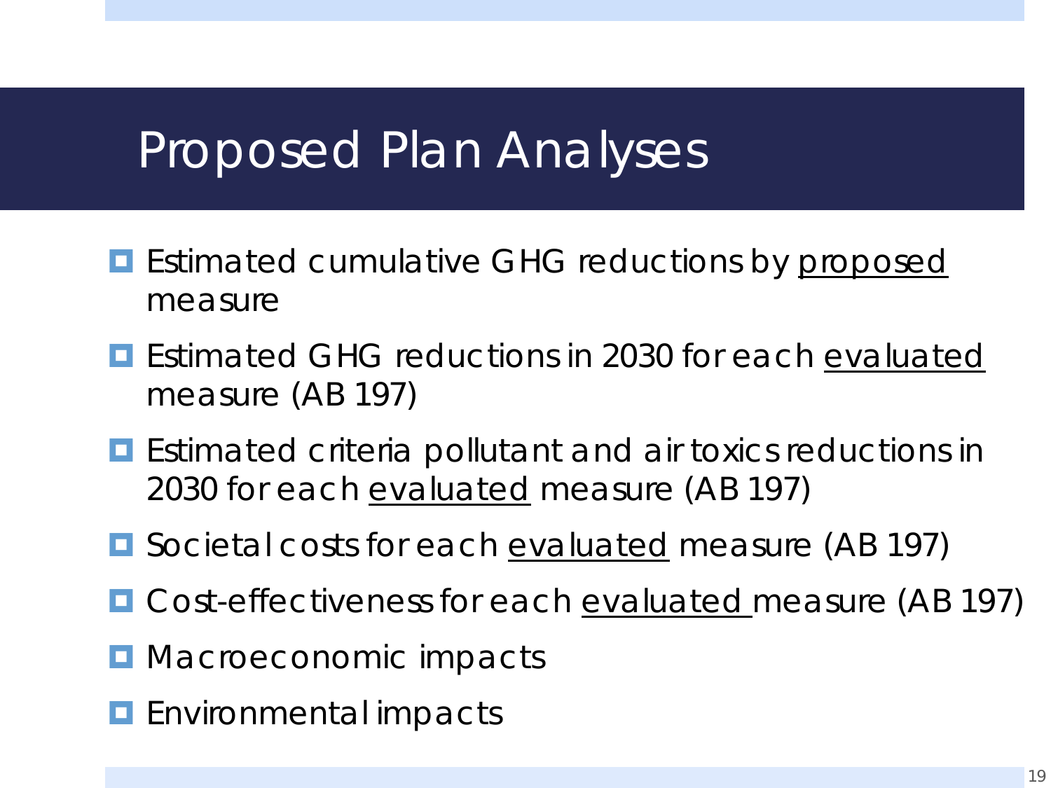# Proposed Plan Analyses

- Estimated cumulative GHG reductions by <u>proposed</u> measure
- Estimated GHG reductions in 2030 for each <u>evaluated</u> measure (AB 197)
- Estimated criteria pollutant and air toxics reductions in 2030 for each <u>evaluated</u> measure (AB 197)
- Societal costs for each <u>evaluated</u> measure (AB 197)
- Cost-effectiveness for each <u>evaluated</u> measure (AB 197)
- Macroeconomic impacts
- Environmental impacts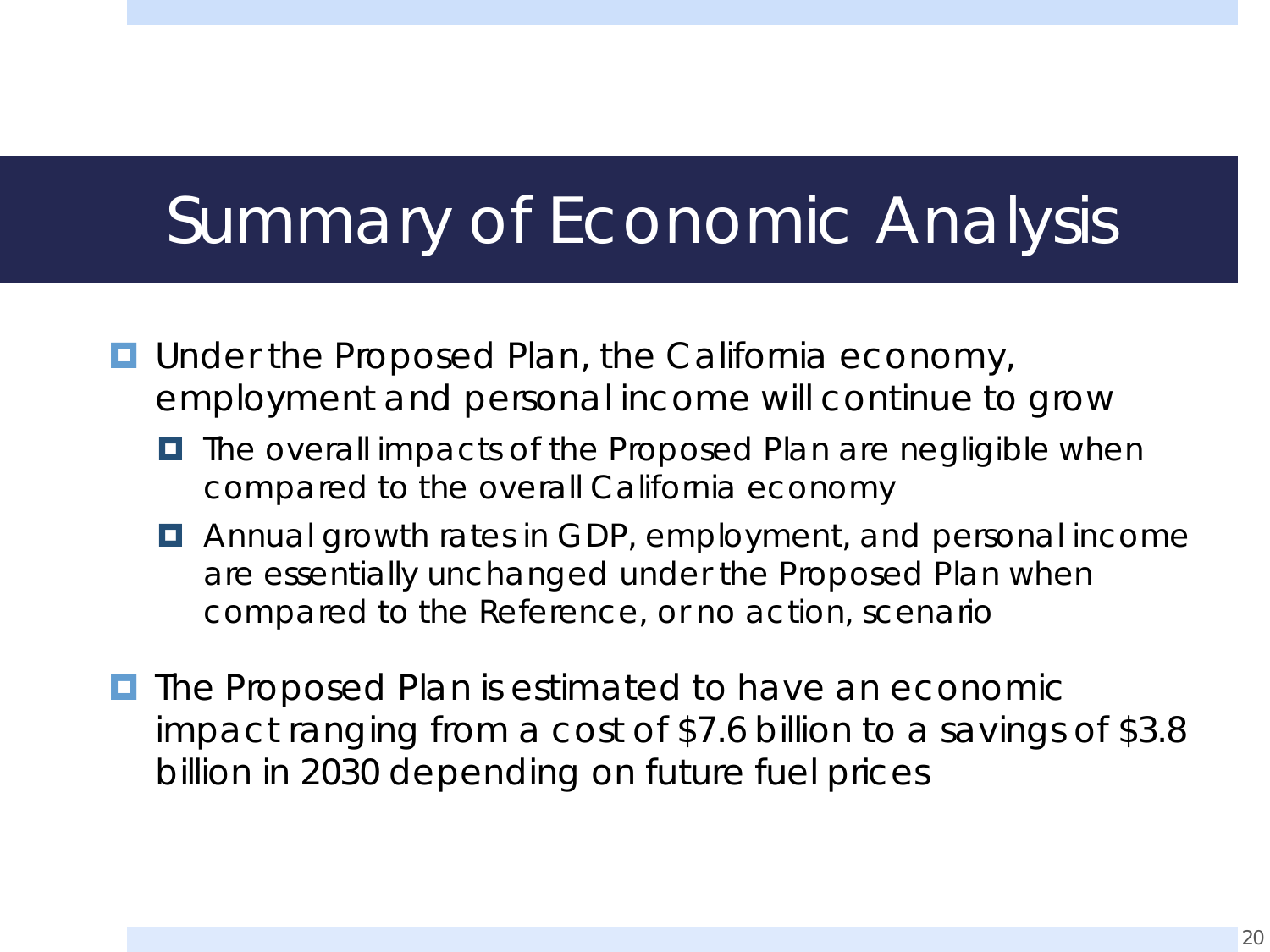# Summary of Economic Analysis

- Under the Proposed Plan, the California economy, employment and personal income will continue to grow
  - The overall impacts of the Proposed Plan are negligible when compared to the overall California economy
  - Annual growth rates in GDP, employment, and personal income are essentially unchanged under the Proposed Plan when compared to the Reference, or no action, scenario
- The Proposed Plan is estimated to have an economic impact ranging from a cost of $7.6 billion to a savings of $3.8 billion in 2030 depending on future fuel prices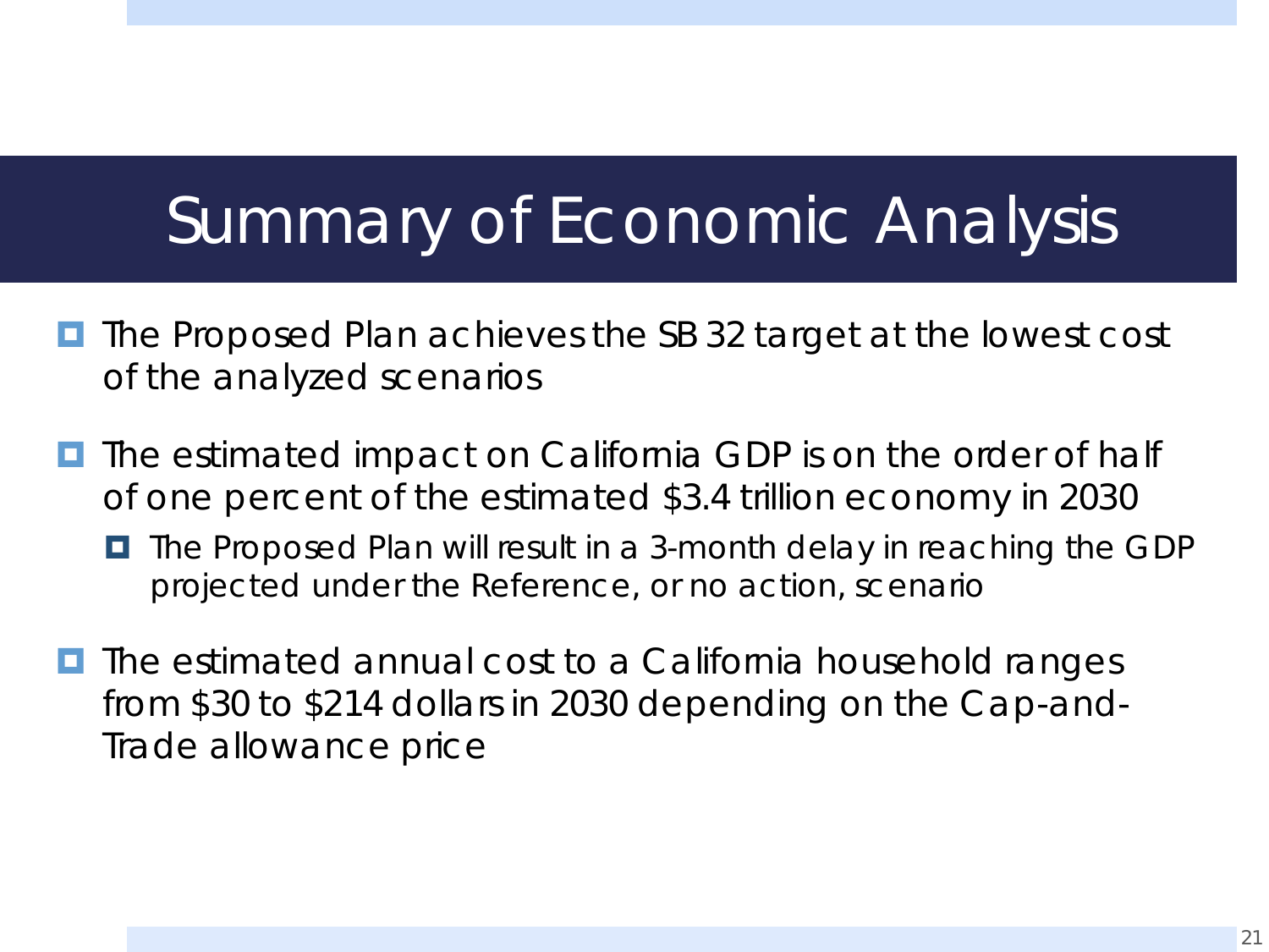# Summary of Economic Analysis

- The Proposed Plan achieves the SB 32 target at the lowest cost of the analyzed scenarios
- The estimated impact on California GDP is on the order of half of one percent of the estimated $3.4 trillion economy in 2030
  - The Proposed Plan will result in a 3-month delay in reaching the GDP projected under the Reference, or no action, scenario
- The estimated annual cost to a California household ranges from $30 to $214 dollars in 2030 depending on the Cap-and-Trade allowance price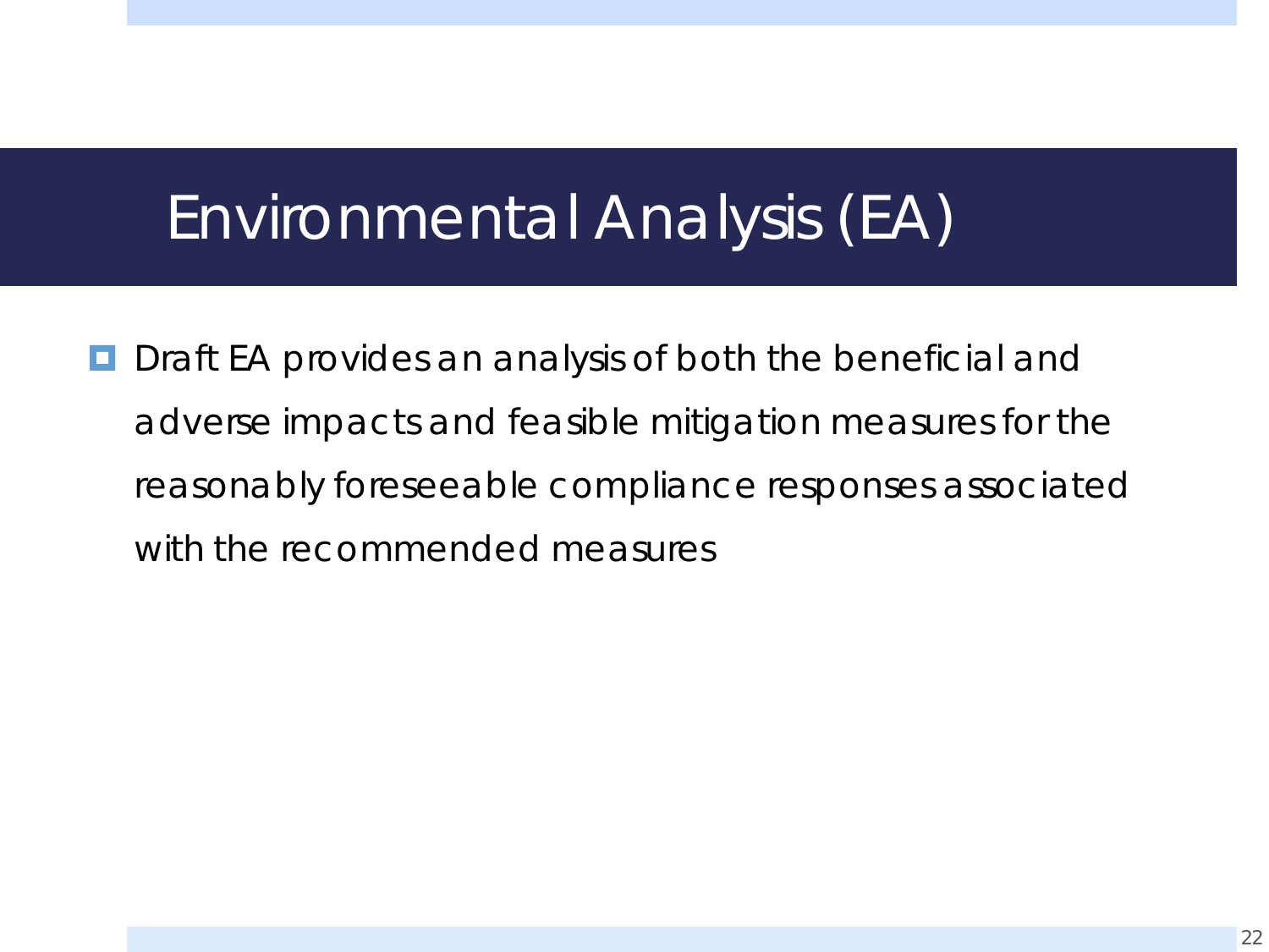# Environmental Analysis (EA)

- Draft EA provides an analysis of both the beneficial and adverse impacts and feasible mitigation measures for the reasonably foreseeable compliance responses associated with the recommended measures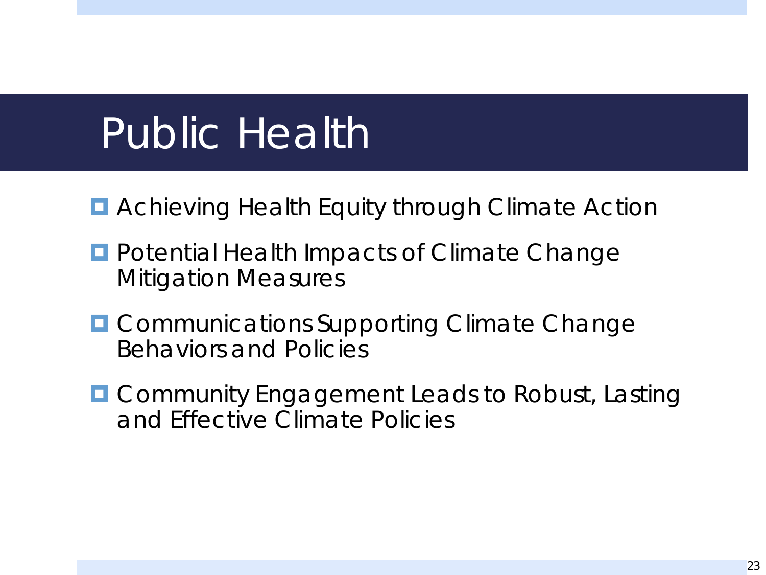# Public Health

- Achieving Health Equity through Climate Action
- Potential Health Impacts of Climate Change Mitigation Measures
- Communications Supporting Climate Change Behaviors and Policies
- Community Engagement Leads to Robust, Lasting and Effective Climate Policies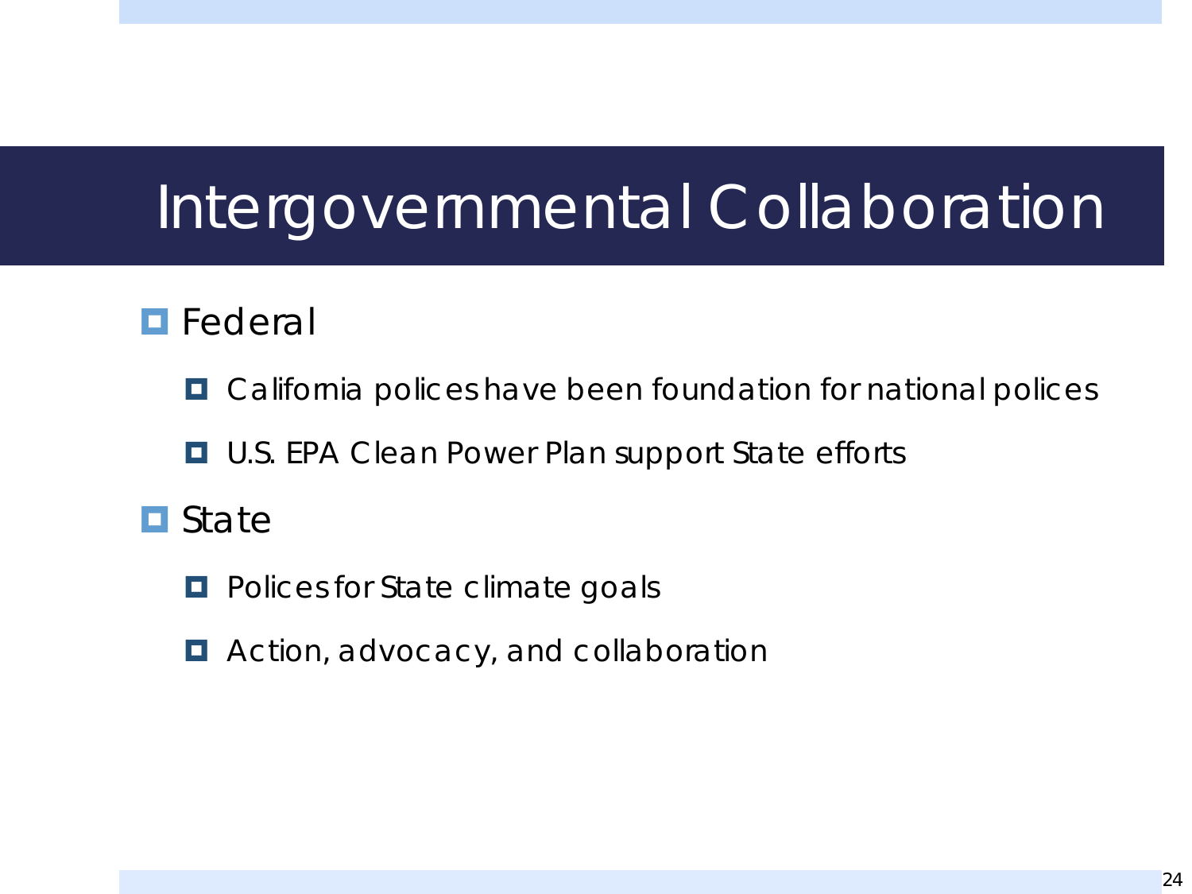# Intergovernmental Collaboration

- Federal
  - California polices have been foundation for national polices
  - U.S. EPA Clean Power Plan support State efforts
- State
  - Polices for State climate goals
  - Action, advocacy, and collaboration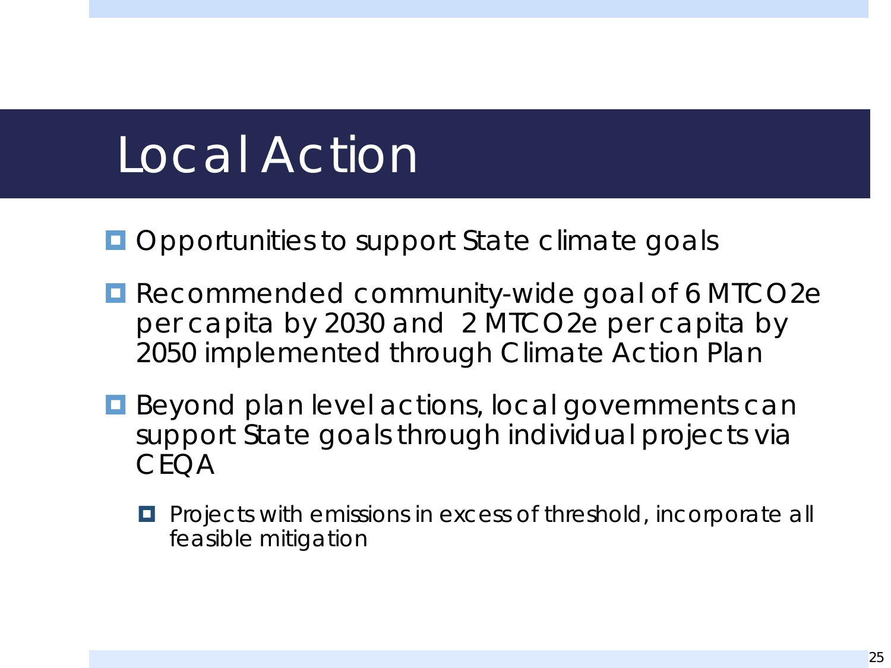# Local Action

- Opportunities to support State climate goals
- Recommended community-wide goal of 6 MTCO2e per capita by 2030 and 2 MTCO2e per capita by 2050 implemented through Climate Action Plan
- Beyond plan level actions, local governments can support State goals through individual projects via CEQA
  - Projects with emissions in excess of threshold, incorporate all feasible mitigation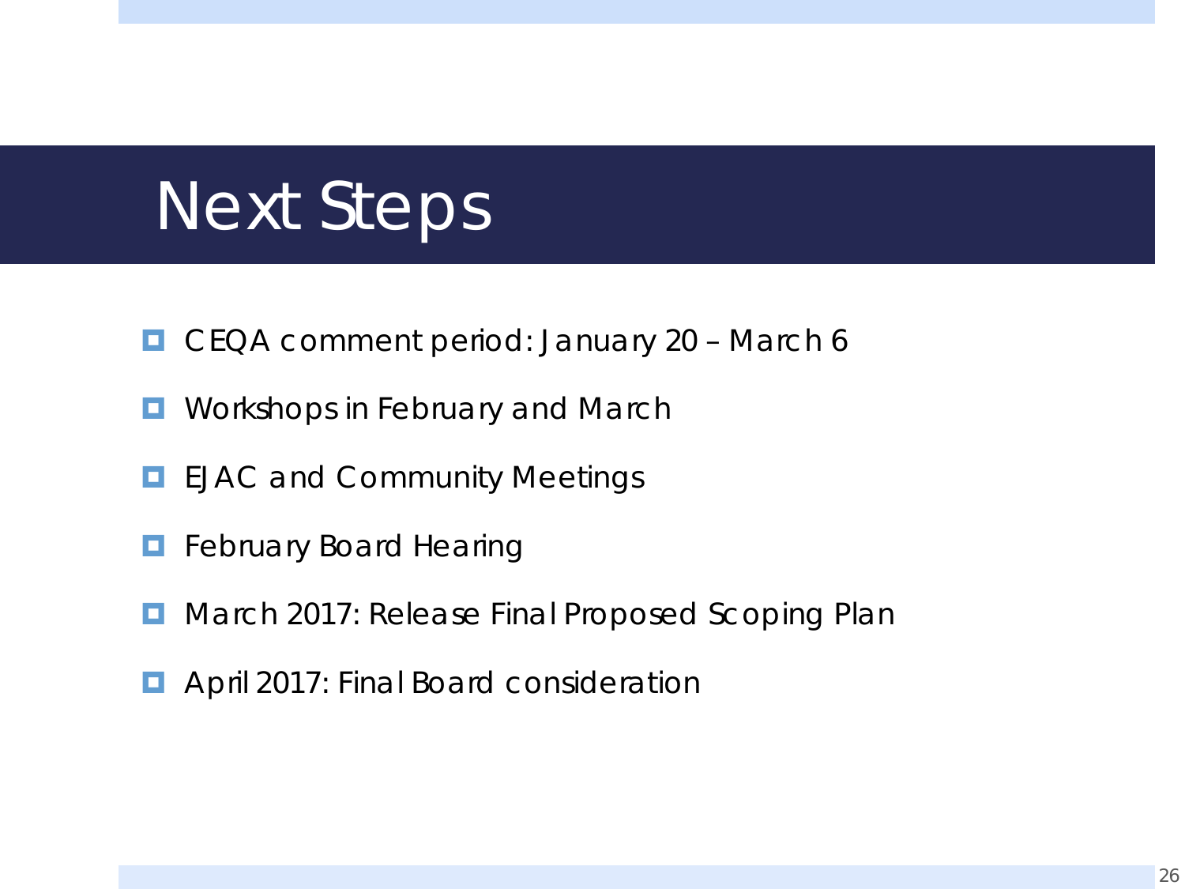# Next Steps

- CEQA comment period: January 20 – March 6
- Workshops in February and March
- EJAC and Community Meetings
- February Board Hearing
- March 2017: Release Final Proposed Scoping Plan
- April 2017: Final Board consideration